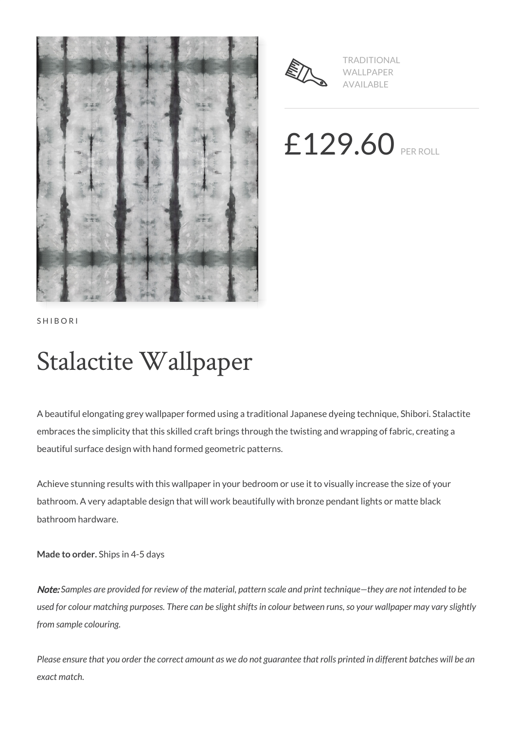TRADITIONAL WALLPAPER AVAILABLE

£129.60 PER ROLL

SHIBORI

# Stalactite Wallpaper

A beautiful elongating grey wallpaper formed using a traditional Japanese dyeing technique, Shibori. Stalactite embraces the simplicity that this skilled craft brings through the twisting and wrapping of fabric, creating a beautiful surface design with hand formed geometric patterns.

Achieve stunning results with this wallpaper in your bedroom or use it to visually increase the size of your bathroom. A very adaptable design that will work beautifully with bronze pendant lights or matte black bathroom hardware.

**Made to order.** Ships in 4-5 days

***Note:*** *Samples are provided for review of the material, pattern scale and print technique—they are not intended to be used for colour matching purposes. There can be slight shifts in colour between runs, so your wallpaper may vary slightly from sample colouring.*

*Please ensure that you order the correct amount as we do not guarantee that rolls printed in different batches will be an exact match.*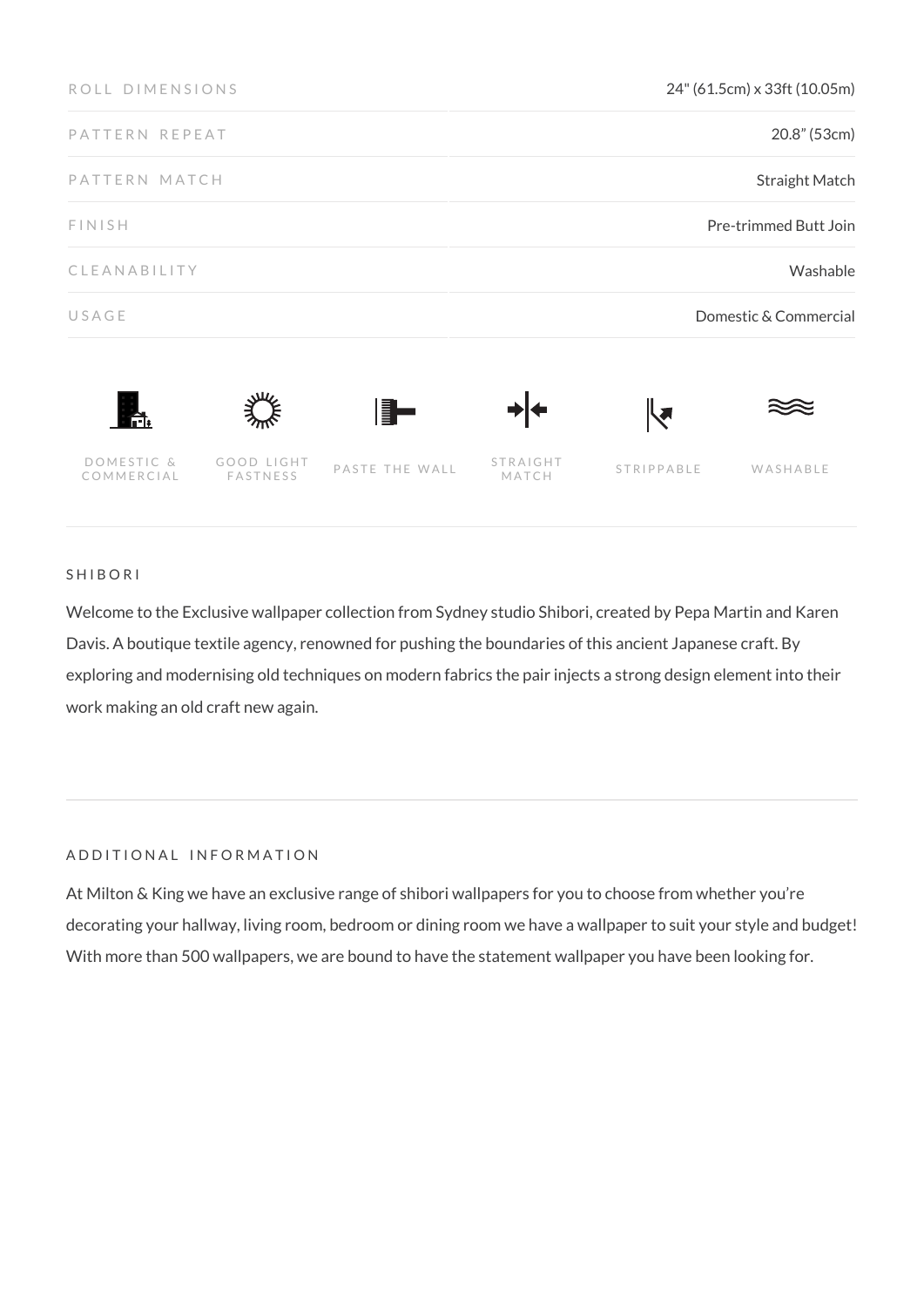| ROLL DIMENSIONS | 24" (61.5cm) x 33ft (10.05m) |
| --- | --- |
| PATTERN REPEAT | 20.8" (53cm) |
| PATTERN MATCH | Straight Match |
| FINISH | Pre-trimmed Butt Join |
| CLEANABILITY | Washable |
| USAGE | Domestic & Commercial |

DOMESTIC & COMMERCIAL | GOOD LIGHT FASTNESS | PASTE THE WALL | STRAIGHT MATCH | STRIPPABLE | WASHABLE

## SHIBORI

Welcome to the Exclusive wallpaper collection from Sydney studio Shibori, created by Pepa Martin and Karen Davis. A boutique textile agency, renowned for pushing the boundaries of this ancient Japanese craft. By exploring and modernising old techniques on modern fabrics the pair injects a strong design element into their work making an old craft new again.

## ADDITIONAL INFORMATION

At Milton & King we have an exclusive range of shibori wallpapers for you to choose from whether you're decorating your hallway, living room, bedroom or dining room we have a wallpaper to suit your style and budget! With more than 500 wallpapers, we are bound to have the statement wallpaper you have been looking for.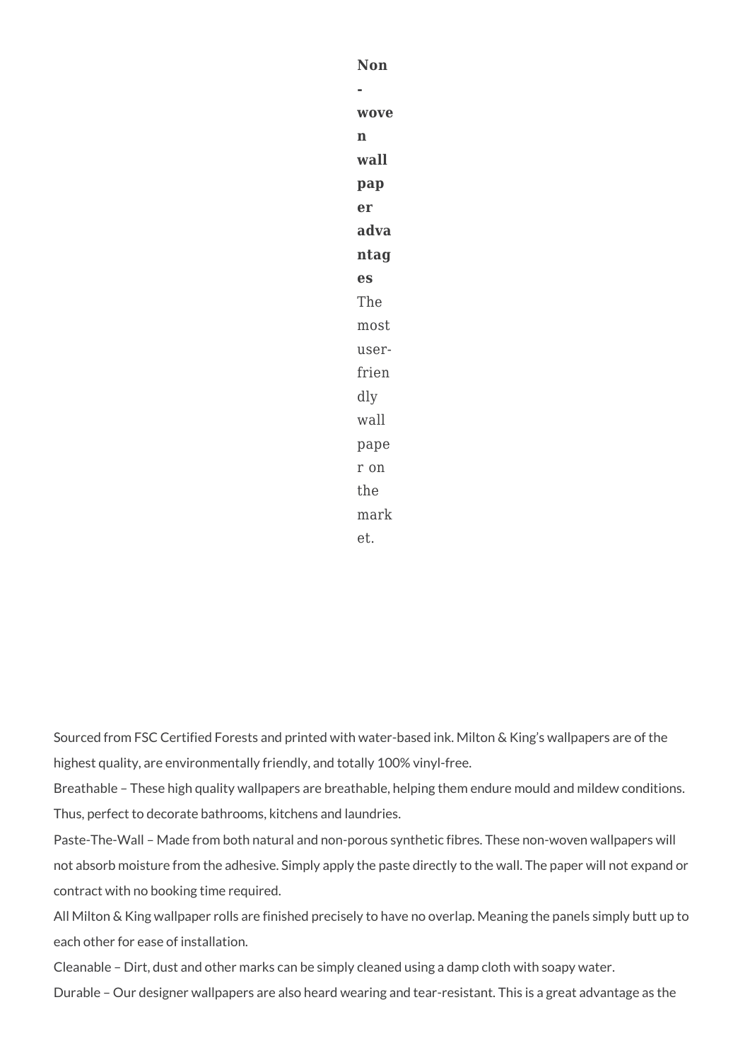**Non-woven wallpaper advantages**

The most user-friendly wallpaper on the market.

Sourced from FSC Certified Forests and printed with water-based ink. Milton & King's wallpapers are of the highest quality, are environmentally friendly, and totally 100% vinyl-free.

Breathable – These high quality wallpapers are breathable, helping them endure mould and mildew conditions. Thus, perfect to decorate bathrooms, kitchens and laundries.

Paste-The-Wall – Made from both natural and non-porous synthetic fibres. These non-woven wallpapers will not absorb moisture from the adhesive. Simply apply the paste directly to the wall. The paper will not expand or contract with no booking time required.

All Milton & King wallpaper rolls are finished precisely to have no overlap. Meaning the panels simply butt up to each other for ease of installation.

Cleanable – Dirt, dust and other marks can be simply cleaned using a damp cloth with soapy water.

Durable – Our designer wallpapers are also heard wearing and tear-resistant. This is a great advantage as the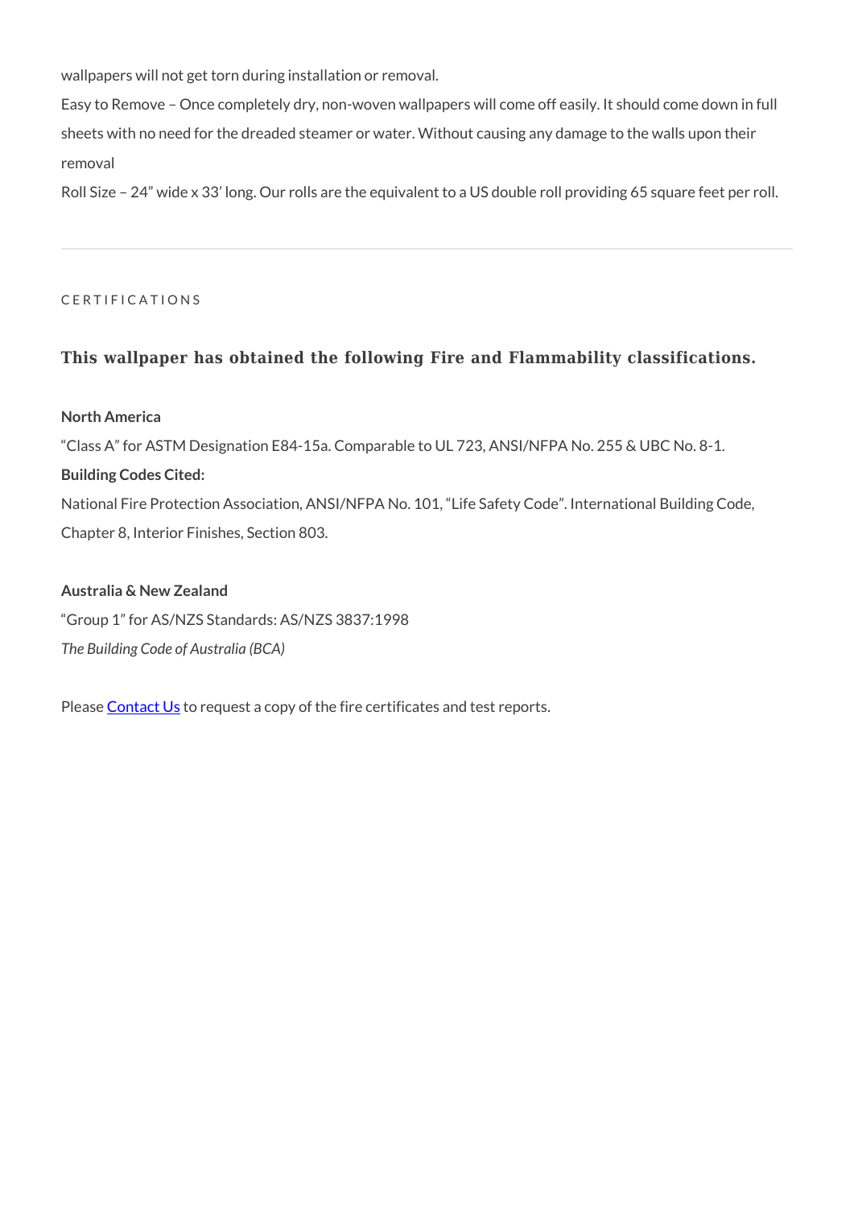wallpapers will not get torn during installation or removal.

Easy to Remove – Once completely dry, non-woven wallpapers will come off easily. It should come down in full sheets with no need for the dreaded steamer or water. Without causing any damage to the walls upon their removal

Roll Size – 24" wide x 33' long. Our rolls are the equivalent to a US double roll providing 65 square feet per roll.

---

CERTIFICATIONS

## This wallpaper has obtained the following Fire and Flammability classifications.

**North America**

"Class A" for ASTM Designation E84-15a. Comparable to UL 723, ANSI/NFPA No. 255 & UBC No. 8-1.

**Building Codes Cited:**

National Fire Protection Association, ANSI/NFPA No. 101, "Life Safety Code". International Building Code, Chapter 8, Interior Finishes, Section 803.

**Australia & New Zealand**

"Group 1" for AS/NZS Standards: AS/NZS 3837:1998

*The Building Code of Australia (BCA)*

Please Contact Us to request a copy of the fire certificates and test reports.